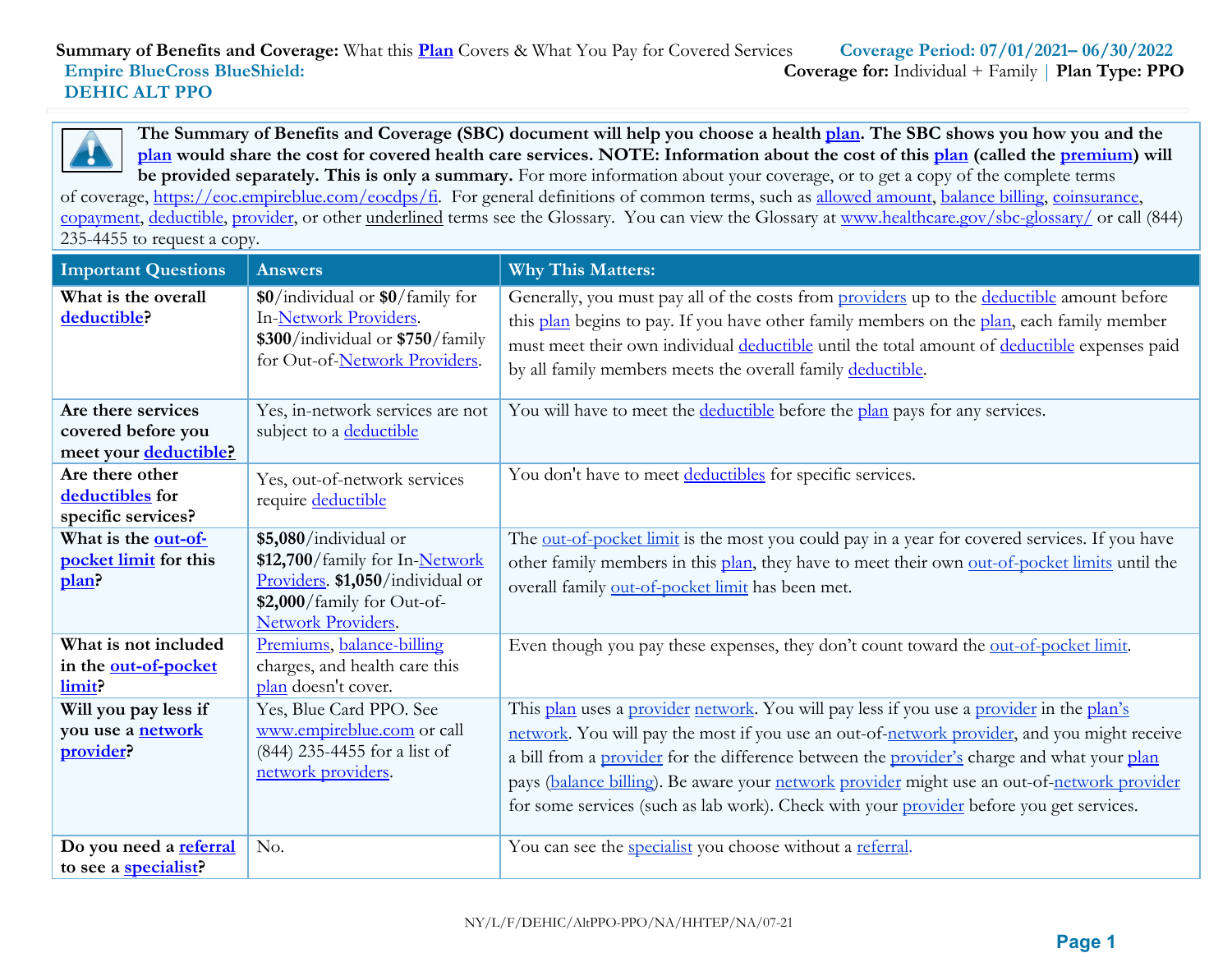**Summary of Benefits and Coverage:** What this Plan Covers & What You Pay for Covered Services

**Coverage Period: 07/01/2021– 06/30/2022**

**Empire BlueCross BlueShield: DEHIC ALT PPO**

**Coverage for:** Individual + Family | **Plan Type: PPO**

**The Summary of Benefits and Coverage (SBC) document will help you choose a health plan. The SBC shows you how you and the plan would share the cost for covered health care services. NOTE: Information about the cost of this plan (called the premium) will be provided separately. This is only a summary.** For more information about your coverage, or to get a copy of the complete terms of coverage, https://eoc.empireblue.com/eocdps/fi. For general definitions of common terms, such as allowed amount, balance billing, coinsurance, copayment, deductible, provider, or other underlined terms see the Glossary. You can view the Glossary at www.healthcare.gov/sbc-glossary/ or call (844) 235-4455 to request a copy.

| Important Questions | Answers | Why This Matters: |
|---|---|---|
| **What is the overall deductible?** | **$0**/individual or **$0**/family for In-Network Providers. **$300**/individual or **$750**/family for Out-of-Network Providers. | Generally, you must pay all of the costs from providers up to the deductible amount before this plan begins to pay. If you have other family members on the plan, each family member must meet their own individual deductible until the total amount of deductible expenses paid by all family members meets the overall family deductible. |
| **Are there services covered before you meet your deductible?** | Yes, in-network services are not subject to a deductible | You will have to meet the deductible before the plan pays for any services. |
| **Are there other deductibles for specific services?** | Yes, out-of-network services require deductible | You don't have to meet deductibles for specific services. |
| **What is the out-of-pocket limit for this plan?** | **$5,080**/individual or **$12,700**/family for In-Network Providers. **$1,050**/individual or **$2,000**/family for Out-of-Network Providers. | The out-of-pocket limit is the most you could pay in a year for covered services. If you have other family members in this plan, they have to meet their own out-of-pocket limits until the overall family out-of-pocket limit has been met. |
| **What is not included in the out-of-pocket limit?** | Premiums, balance-billing charges, and health care this plan doesn't cover. | Even though you pay these expenses, they don't count toward the out-of-pocket limit. |
| **Will you pay less if you use a network provider?** | Yes, Blue Card PPO. See www.empireblue.com or call (844) 235-4455 for a list of network providers. | This plan uses a provider network. You will pay less if you use a provider in the plan's network. You will pay the most if you use an out-of-network provider, and you might receive a bill from a provider for the difference between the provider's charge and what your plan pays (balance billing). Be aware your network provider might use an out-of-network provider for some services (such as lab work). Check with your provider before you get services. |
| **Do you need a referral to see a specialist?** | No. | You can see the specialist you choose without a referral. |

NY/L/F/DEHIC/AltPPO-PPO/NA/HHTEP/NA/07-21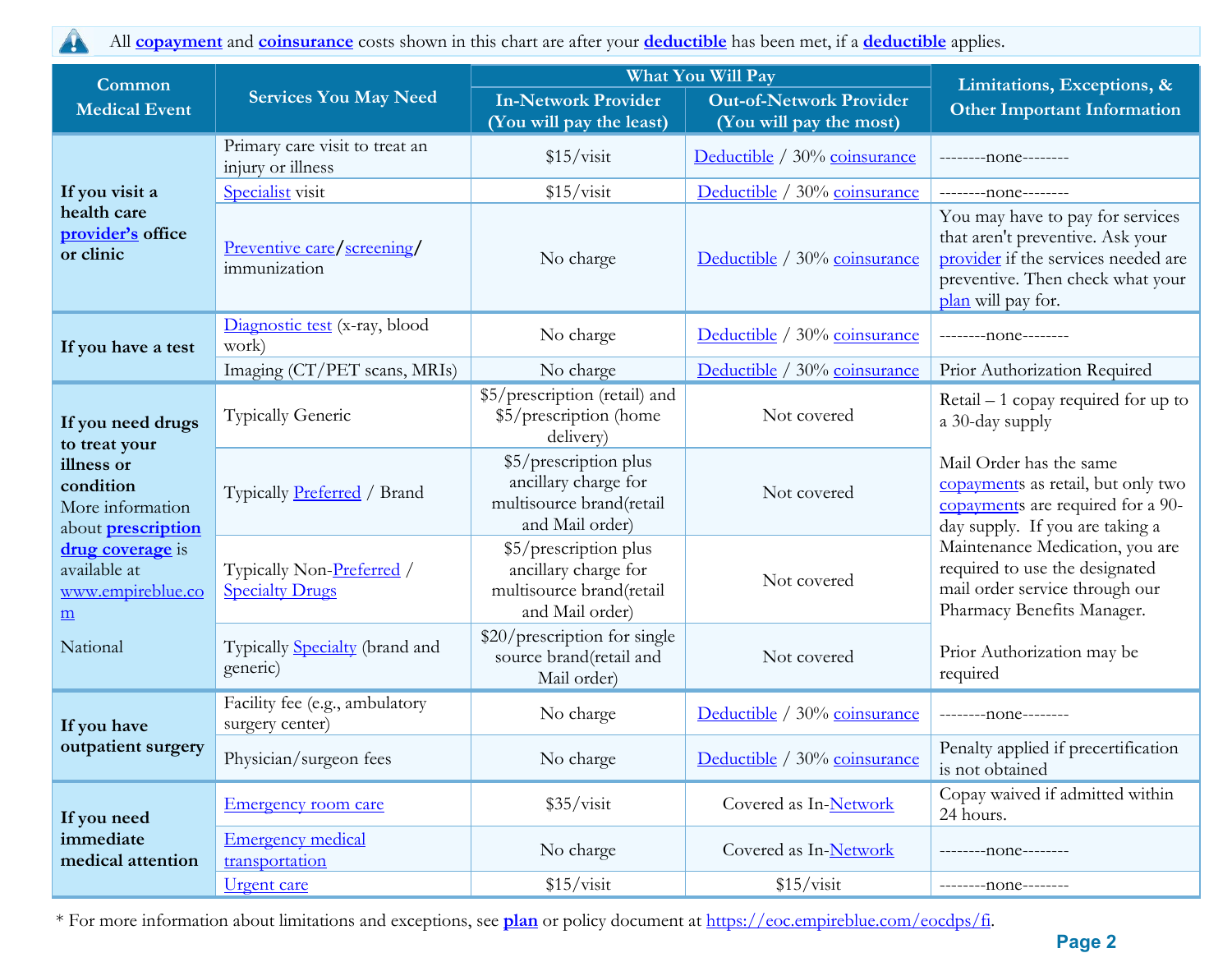All **copayment** and **coinsurance** costs shown in this chart are after your **deductible** has been met, if a **deductible** applies.

| Common Medical Event | Services You May Need | What You Will Pay | | Limitations, Exceptions, & Other Important Information |
|---|---|---|---|---|
| | | In-Network Provider (You will pay the least) | Out-of-Network Provider (You will pay the most) | |
| **If you visit a health care provider's office or clinic** | Primary care visit to treat an injury or illness | $15/visit | Deductible / 30% coinsurance | --------none-------- |
| | Specialist visit | $15/visit | Deductible / 30% coinsurance | --------none-------- |
| | Preventive care/screening/ immunization | No charge | Deductible / 30% coinsurance | You may have to pay for services that aren't preventive. Ask your provider if the services needed are preventive. Then check what your plan will pay for. |
| **If you have a test** | Diagnostic test (x-ray, blood work) | No charge | Deductible / 30% coinsurance | --------none-------- |
| | Imaging (CT/PET scans, MRIs) | No charge | Deductible / 30% coinsurance | Prior Authorization Required |
| **If you need drugs to treat your illness or condition** More information about **prescription drug coverage** is available at www.empireblue.com National | Typically Generic | $5/prescription (retail) and $5/prescription (home delivery) | Not covered | Retail – 1 copay required for up to a 30-day supply<br><br>Mail Order has the same copayments as retail, but only two copayments are required for a 90-day supply. If you are taking a Maintenance Medication, you are required to use the designated mail order service through our Pharmacy Benefits Manager.<br><br>Prior Authorization may be required |
| | Typically Preferred / Brand | $5/prescription plus ancillary charge for multisource brand(retail and Mail order) | Not covered | |
| | Typically Non-Preferred / Specialty Drugs | $5/prescription plus ancillary charge for multisource brand(retail and Mail order) | Not covered | |
| | Typically Specialty (brand and generic) | $20/prescription for single source brand(retail and Mail order) | Not covered | |
| **If you have outpatient surgery** | Facility fee (e.g., ambulatory surgery center) | No charge | Deductible / 30% coinsurance | --------none-------- |
| | Physician/surgeon fees | No charge | Deductible / 30% coinsurance | Penalty applied if precertification is not obtained |
| **If you need immediate medical attention** | Emergency room care | $35/visit | Covered as In-Network | Copay waived if admitted within 24 hours. |
| | Emergency medical transportation | No charge | Covered as In-Network | --------none-------- |
| | Urgent care | $15/visit | $15/visit | --------none-------- |

* For more information about limitations and exceptions, see **plan** or policy document at https://eoc.empireblue.com/eocdps/fi.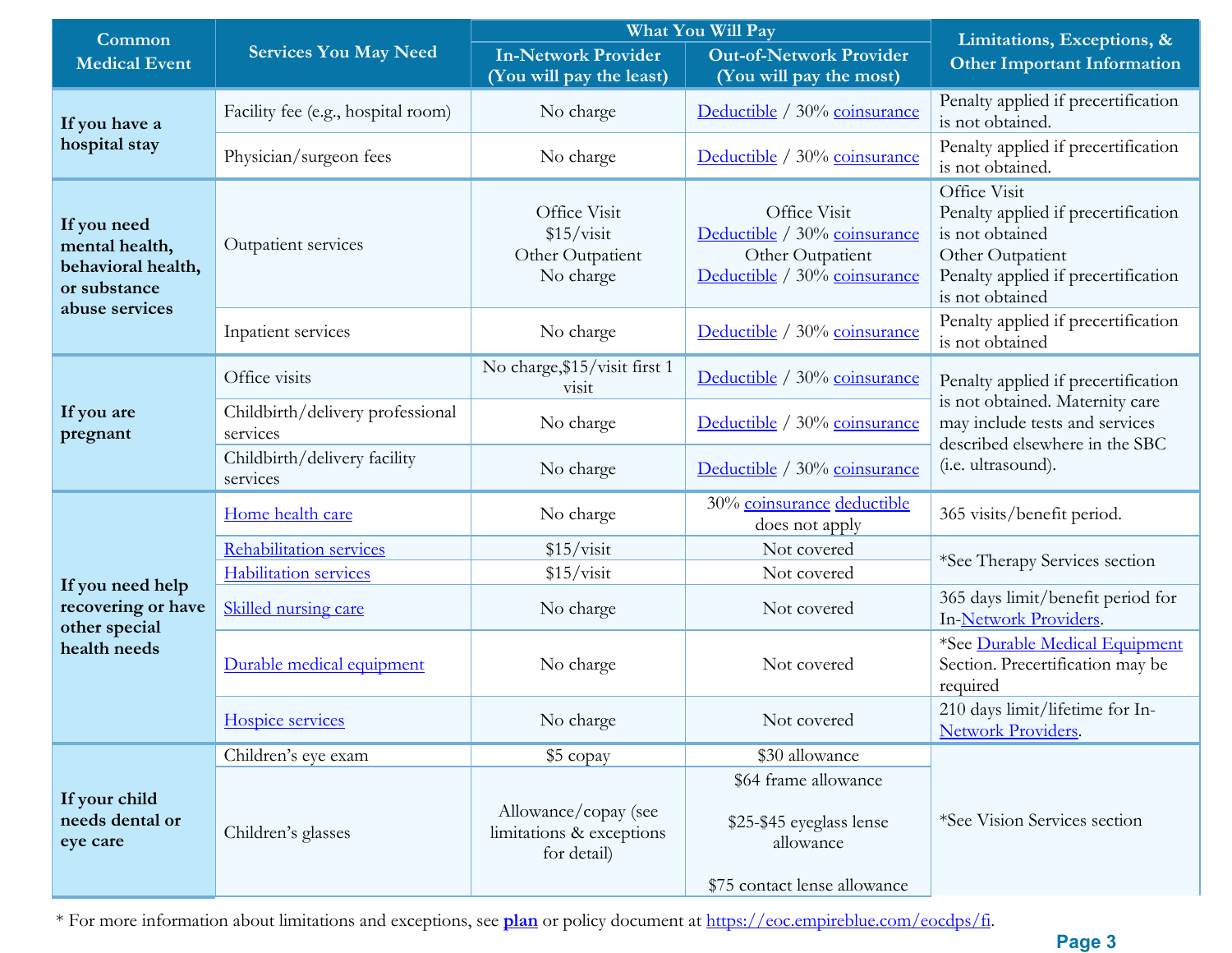| Common Medical Event | Services You May Need | What You Will Pay | | Limitations, Exceptions, & Other Important Information |
|---|---|---|---|---|
| | | In-Network Provider (You will pay the least) | Out-of-Network Provider (You will pay the most) | |
| If you have a hospital stay | Facility fee (e.g., hospital room) | No charge | Deductible / 30% coinsurance | Penalty applied if precertification is not obtained. |
| | Physician/surgeon fees | No charge | Deductible / 30% coinsurance | Penalty applied if precertification is not obtained. |
| If you need mental health, behavioral health, or substance abuse services | Outpatient services | Office Visit $15/visit Other Outpatient No charge | Office Visit Deductible / 30% coinsurance Other Outpatient Deductible / 30% coinsurance | Office Visit Penalty applied if precertification is not obtained Other Outpatient Penalty applied if precertification is not obtained |
| | Inpatient services | No charge | Deductible / 30% coinsurance | Penalty applied if precertification is not obtained |
| If you are pregnant | Office visits | No charge,$15/visit first 1 visit | Deductible / 30% coinsurance | Penalty applied if precertification is not obtained. Maternity care may include tests and services described elsewhere in the SBC (i.e. ultrasound). |
| | Childbirth/delivery professional services | No charge | Deductible / 30% coinsurance | |
| | Childbirth/delivery facility services | No charge | Deductible / 30% coinsurance | |
| If you need help recovering or have other special health needs | Home health care | No charge | 30% coinsurance deductible does not apply | 365 visits/benefit period. |
| | Rehabilitation services | $15/visit | Not covered | *See Therapy Services section |
| | Habilitation services | $15/visit | Not covered | |
| | Skilled nursing care | No charge | Not covered | 365 days limit/benefit period for In-Network Providers. |
| | Durable medical equipment | No charge | Not covered | *See Durable Medical Equipment Section. Precertification may be required |
| | Hospice services | No charge | Not covered | 210 days limit/lifetime for In-Network Providers. |
| If your child needs dental or eye care | Children's eye exam | $5 copay | $30 allowance | *See Vision Services section |
| | Children's glasses | Allowance/copay (see limitations & exceptions for detail) | $64 frame allowance<br><br>$25-$45 eyeglass lense allowance<br><br>$75 contact lense allowance | |

* For more information about limitations and exceptions, see **plan** or policy document at https://eoc.empireblue.com/eocdps/fi.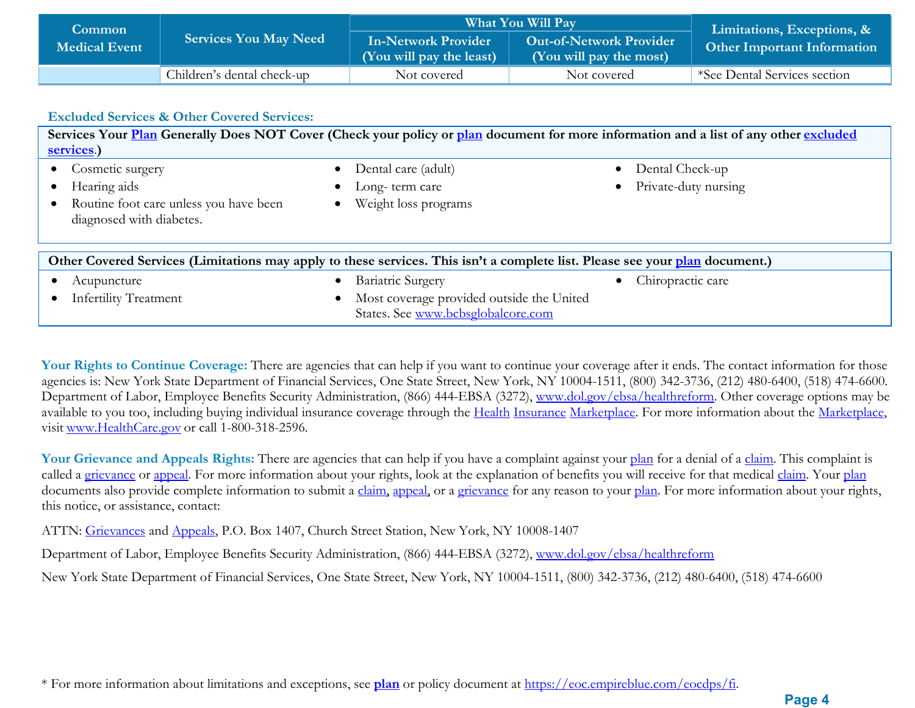| Common Medical Event | Services You May Need | What You Will Pay | | Limitations, Exceptions, & Other Important Information |
|---|---|---|---|---|
| | | In-Network Provider (You will pay the least) | Out-of-Network Provider (You will pay the most) | |
| | Children's dental check-up | Not covered | Not covered | *See Dental Services section |

### Excluded Services & Other Covered Services:

**Services Your Plan Generally Does NOT Cover (Check your policy or plan document for more information and a list of any other excluded services.)**

- Cosmetic surgery
- Hearing aids
- Routine foot care unless you have been diagnosed with diabetes.
- Dental care (adult)
- Long- term care
- Weight loss programs
- Dental Check-up
- Private-duty nursing

**Other Covered Services (Limitations may apply to these services. This isn't a complete list. Please see your plan document.)**

- Acupuncture
- Infertility Treatment
- Bariatric Surgery
- Most coverage provided outside the United States. See www.bcbsglobalcore.com
- Chiropractic care

**Your Rights to Continue Coverage:** There are agencies that can help if you want to continue your coverage after it ends. The contact information for those agencies is: New York State Department of Financial Services, One State Street, New York, NY 10004-1511, (800) 342-3736, (212) 480-6400, (518) 474-6600. Department of Labor, Employee Benefits Security Administration, (866) 444-EBSA (3272), www.dol.gov/ebsa/healthreform. Other coverage options may be available to you too, including buying individual insurance coverage through the Health Insurance Marketplace. For more information about the Marketplace, visit www.HealthCare.gov or call 1-800-318-2596.

**Your Grievance and Appeals Rights:** There are agencies that can help if you have a complaint against your plan for a denial of a claim. This complaint is called a grievance or appeal. For more information about your rights, look at the explanation of benefits you will receive for that medical claim. Your plan documents also provide complete information to submit a claim, appeal, or a grievance for any reason to your plan. For more information about your rights, this notice, or assistance, contact:

ATTN: Grievances and Appeals, P.O. Box 1407, Church Street Station, New York, NY 10008-1407

Department of Labor, Employee Benefits Security Administration, (866) 444-EBSA (3272), www.dol.gov/ebsa/healthreform

New York State Department of Financial Services, One State Street, New York, NY 10004-1511, (800) 342-3736, (212) 480-6400, (518) 474-6600

* For more information about limitations and exceptions, see **plan** or policy document at https://eoc.empireblue.com/eocdps/fi.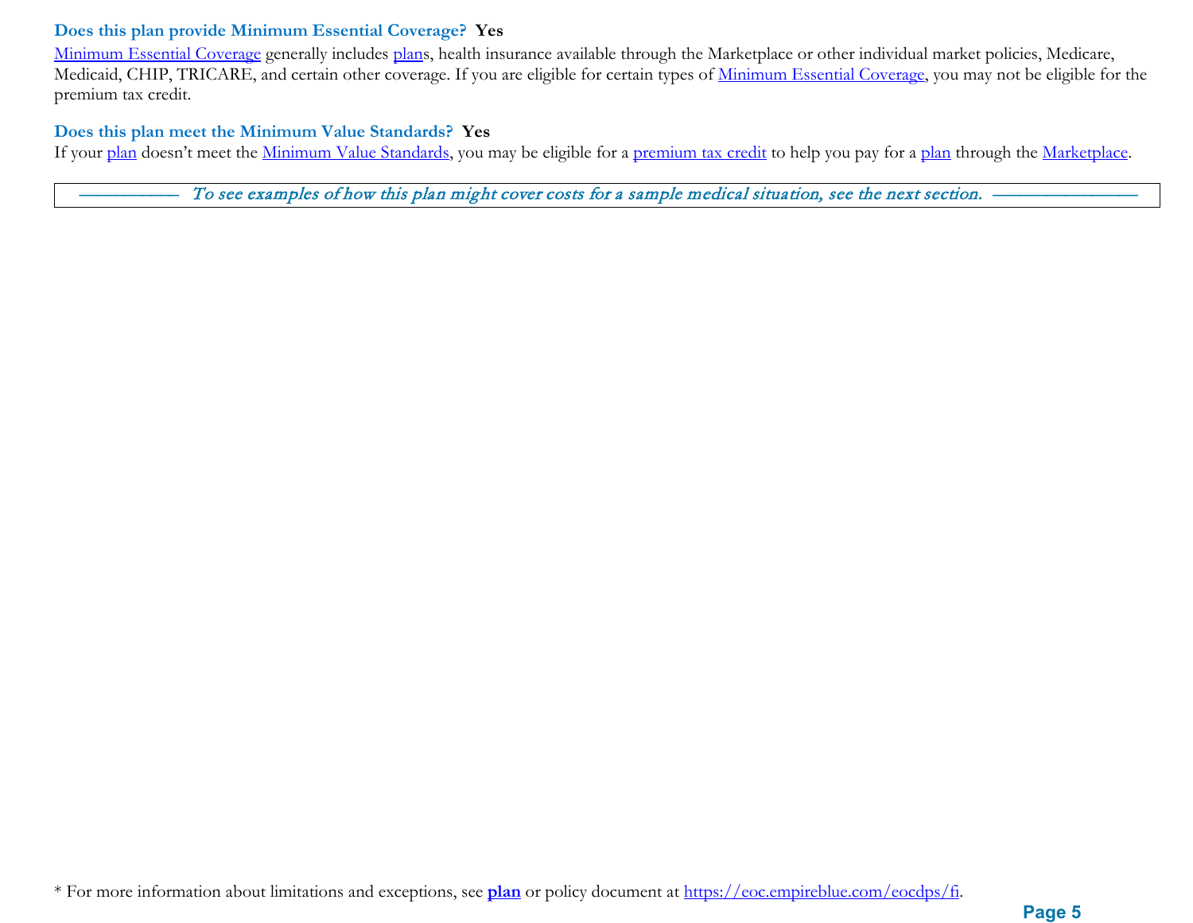**Does this plan provide Minimum Essential Coverage? Yes**

Minimum Essential Coverage generally includes plans, health insurance available through the Marketplace or other individual market policies, Medicare, Medicaid, CHIP, TRICARE, and certain other coverage. If you are eligible for certain types of Minimum Essential Coverage, you may not be eligible for the premium tax credit.

**Does this plan meet the Minimum Value Standards? Yes**

If your plan doesn't meet the Minimum Value Standards, you may be eligible for a premium tax credit to help you pay for a plan through the Marketplace.

*—————— To see examples of how this plan might cover costs for a sample medical situation, see the next section. ——————*

\* For more information about limitations and exceptions, see **plan** or policy document at https://eoc.empireblue.com/eocdps/fi.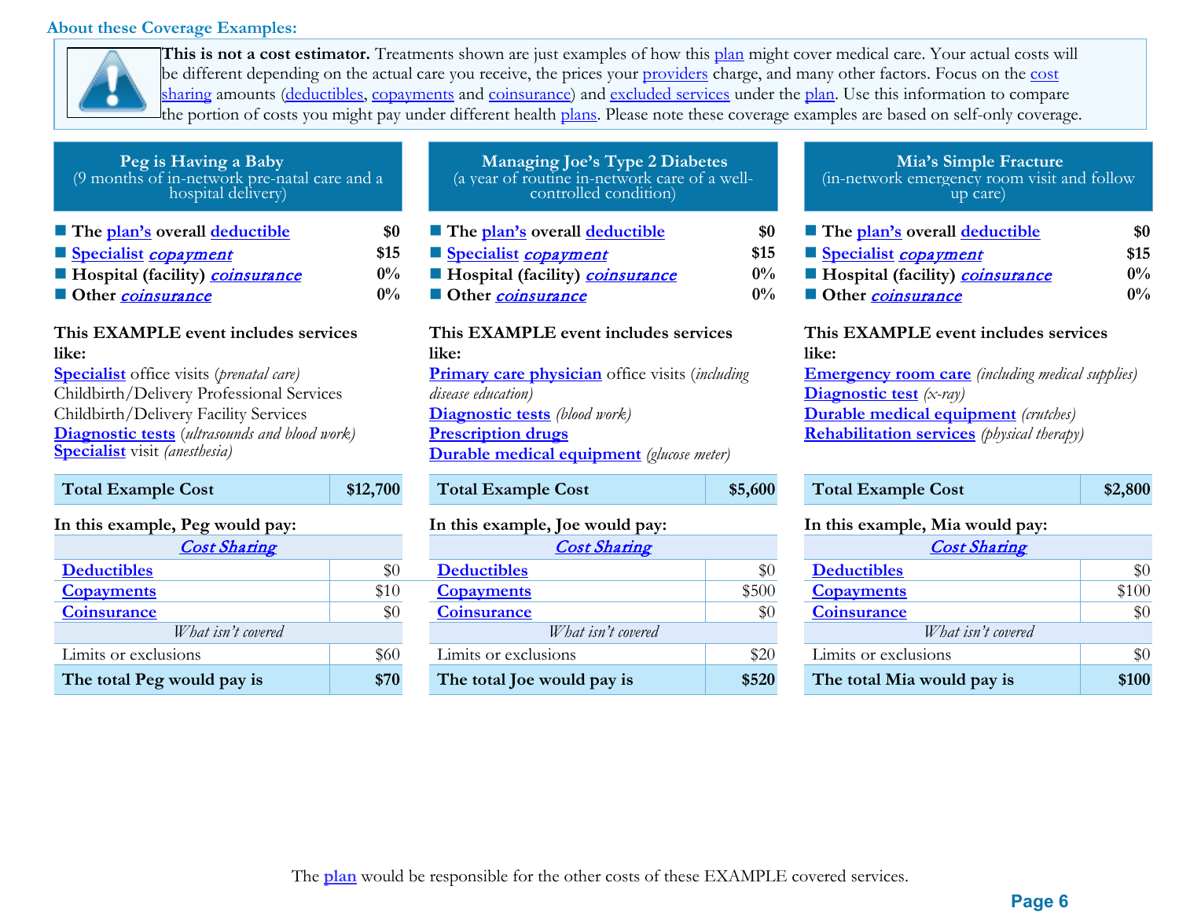## About these Coverage Examples:

**This is not a cost estimator.** Treatments shown are just examples of how this plan might cover medical care. Your actual costs will be different depending on the actual care you receive, the prices your providers charge, and many other factors. Focus on the cost sharing amounts (deductibles, copayments and coinsurance) and excluded services under the plan. Use this information to compare the portion of costs you might pay under different health plans. Please note these coverage examples are based on self-only coverage.

### Peg is Having a Baby
(9 months of in-network pre-natal care and a hospital delivery)

- **The plan's overall deductible** — **$0**
- **Specialist *copayment*** — **$15**
- **Hospital (facility) *coinsurance*** — **0%**
- **Other *coinsurance*** — **0%**

**This EXAMPLE event includes services like:**

Specialist office visits (*prenatal care*)
Childbirth/Delivery Professional Services
Childbirth/Delivery Facility Services
Diagnostic tests (*ultrasounds and blood work*)
Specialist visit (*anesthesia*)

| **Total Example Cost** | **$12,700** |
|---|---|

**In this example, Peg would pay:**

| *Cost Sharing* | |
|---|---|
| Deductibles | $0 |
| Copayments | $10 |
| Coinsurance | $0 |
| *What isn't covered* | |
| Limits or exclusions | $60 |
| **The total Peg would pay is** | **$70** |

### Managing Joe's Type 2 Diabetes
(a year of routine in-network care of a well-controlled condition)

- **The plan's overall deductible** — **$0**
- **Specialist *copayment*** — **$15**
- **Hospital (facility) *coinsurance*** — **0%**
- **Other *coinsurance*** — **0%**

**This EXAMPLE event includes services like:**

Primary care physician office visits (*including disease education*)
Diagnostic tests (*blood work*)
Prescription drugs
Durable medical equipment (*glucose meter*)

| **Total Example Cost** | **$5,600** |
|---|---|

**In this example, Joe would pay:**

| *Cost Sharing* | |
|---|---|
| Deductibles | $0 |
| Copayments | $500 |
| Coinsurance | $0 |
| *What isn't covered* | |
| Limits or exclusions | $20 |
| **The total Joe would pay is** | **$520** |

### Mia's Simple Fracture
(in-network emergency room visit and follow up care)

- **The plan's overall deductible** — **$0**
- **Specialist *copayment*** — **$15**
- **Hospital (facility) *coinsurance*** — **0%**
- **Other *coinsurance*** — **0%**

**This EXAMPLE event includes services like:**

Emergency room care (*including medical supplies*)
Diagnostic test (*x-ray*)
Durable medical equipment (*crutches*)
Rehabilitation services (*physical therapy*)

| **Total Example Cost** | **$2,800** |
|---|---|

**In this example, Mia would pay:**

| *Cost Sharing* | |
|---|---|
| Deductibles | $0 |
| Copayments | $100 |
| Coinsurance | $0 |
| *What isn't covered* | |
| Limits or exclusions | $0 |
| **The total Mia would pay is** | **$100** |

The plan would be responsible for the other costs of these EXAMPLE covered services.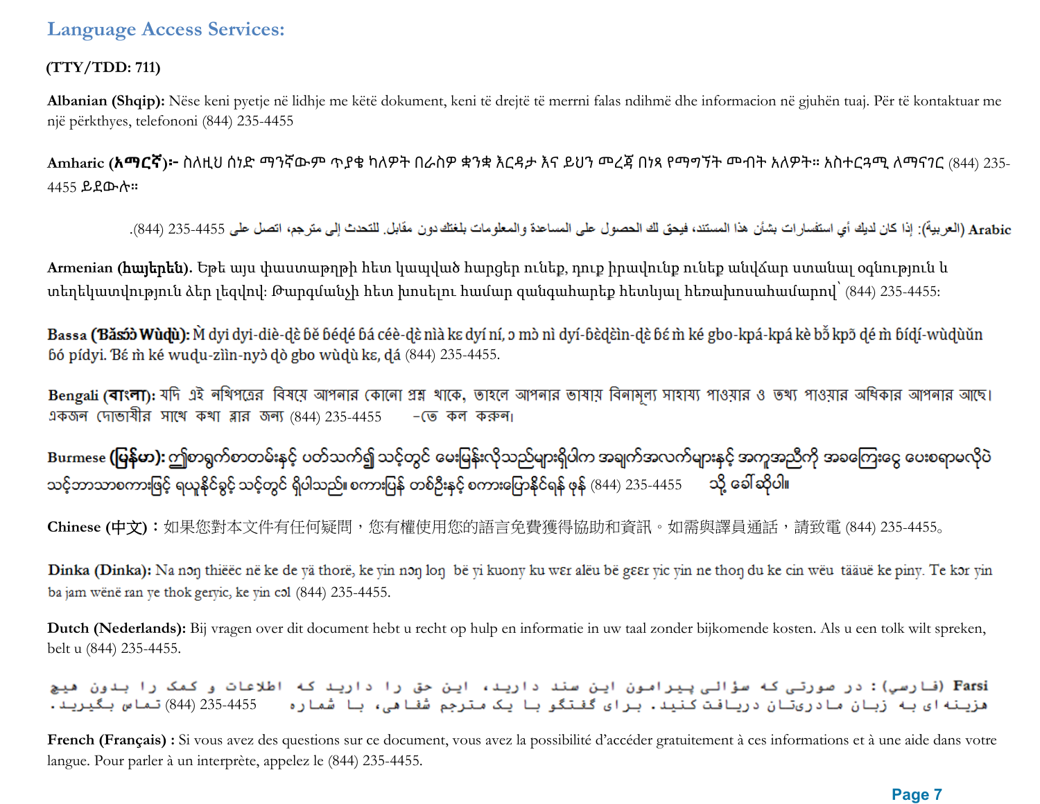## Language Access Services:

**(TTY/TDD: 711)**

**Albanian (Shqip):** Nëse keni pyetje në lidhje me këtë dokument, keni të drejtë të merrni falas ndihmë dhe informacion në gjuhën tuaj. Për të kontaktuar me një përkthyes, telefononi (844) 235-4455

**Amharic (አማርኛ)፦** ስለዚህ ሰነድ ማንኛውም ጥያቄ ካለዎት በራስዎ ቋንቋ እርዳታ እና ይህን መረጃ በነጻ የማግኘት መብት አለዎት። አስተርጓሚ ለማናገር (844) 235-4455 ይደውሉ።

**Arabic (العربية):** إذا كان لديك أي استفسارات بشأن هذا المستند، فيحق لك الحصول على المساعدة والمعلومات بلغتك دون مقابل. للتحدث إلى مترجم، اتصل على 4455-235 (844).

**Armenian (հայերեն).** Եթե այս փաստաթղթի հետ կապված հարցեր ունեք, դուք իրավունք ունեք անվճար ստանալ օգնություն և տեղեկատվություն ձեր լեզվով: Թարգմանչի հետ խոսելու համար զանգահարեք հետևյալ հեռախոսահամարով՝ (844) 235-4455:

**Bassa (Ɓǎsɔ́ɔ̀ Wùɖù):** M̀ dyi dyi-diè-ɖɛ̀ ɓě ɓédé ɓá céè-ɖɛ̀ nìà kɛ dyí ní, ɔ mɔ̀ nì dyí-ɓèɖèìn-ɖɛ̀ ɓé m̀ ké gbo-kpá-kpá kè bǒ kpɔ̃ ɖé m̀ ɓíɖí-wùɖùǔn ɓó pídyi. Ɓé m̀ ké wuɖu-zììn-nyɔ̀ ɖò gbo wùɖù kɛ, ɖá (844) 235-4455.

**Bengali (বাংলা):** যদি এই নথিপত্রের বিষয়ে আপনার কোনো প্রশ্ন থাকে, তাহলে আপনার ভাষায় বিনামূল্যে সাহায্য পাওয়ার ও তথ্য পাওয়ার অধিকার আপনার আছে। একজন দোভাষীর সাথে কথা বলার জন্য (844) 235-4455 -তে কল করুন।

**Burmese (မြန်မာ):** ဤစာရွက်စာတမ်းနှင့် ပတ်သက်၍ သင့်တွင် မေးမြန်းလိုသည်များရှိပါက အချက်အလက်များနှင့် အကူအညီကို အခကြေးငွေ ပေးစရာမလိုပဲ သင့်ဘာသာစကားဖြင့် ရယူနိုင်ခွင့် သင့်တွင် ရှိပါသည်။ စကားပြန် တစ်ဦးနှင့် စကားပြောနိုင်ရန် ဖုန်း (844) 235-4455 သို့ ခေါ်ဆိုပါ။

**Chinese (中文)**：如果您對本文件有任何疑問，您有權使用您的語言免費獲得協助和資訊。如需與譯員通話，請致電 (844) 235-4455。

**Dinka (Dinka):** Na nɔŋ thiëëc në ke de yä thorë, ke yin nɔŋ loŋ bë yi kuony ku wɛr alëu bë gɛɛr yic yin ne thoŋ du ke cin wëu tääuë ke piny. Te kɔr yin ba jam wënë ran ye thok geryic, ke yin cɔl (844) 235-4455.

**Dutch (Nederlands):** Bij vragen over dit document hebt u recht op hulp en informatie in uw taal zonder bijkomende kosten. Als u een tolk wilt spreken, belt u (844) 235-4455.

**Farsi (فارسی):** در صورتی که سؤالی پیرامون این سند دارید، این حق را دارید که اطلاعات و کمک را بدون هیچ هزینه ای به زبان مادریتان دریافت کنید. برای گفتگو با یک مترجم شفاهی، با شماره 4455-235 (844) تماس بگیرید.

**French (Français) :** Si vous avez des questions sur ce document, vous avez la possibilité d'accéder gratuitement à ces informations et à une aide dans votre langue. Pour parler à un interprète, appelez le (844) 235-4455.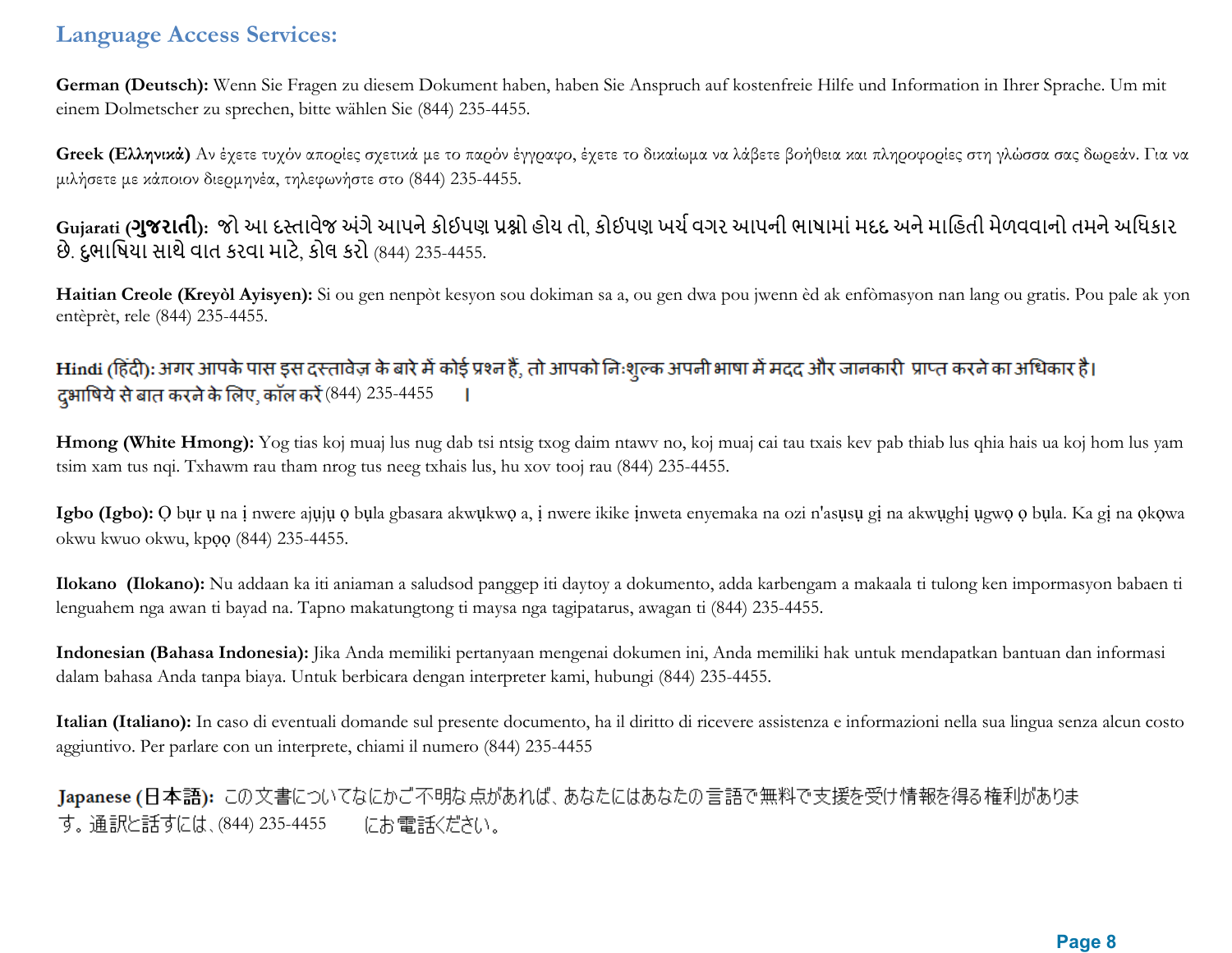## Language Access Services:

**German (Deutsch):** Wenn Sie Fragen zu diesem Dokument haben, haben Sie Anspruch auf kostenfreie Hilfe und Information in Ihrer Sprache. Um mit einem Dolmetscher zu sprechen, bitte wählen Sie (844) 235-4455.

**Greek (Ελληνικά)** Αν έχετε τυχόν απορίες σχετικά με το παρόν έγγραφο, έχετε το δικαίωμα να λάβετε βοήθεια και πληροφορίες στη γλώσσα σας δωρεάν. Για να μιλήσετε με κάποιον διερμηνέα, τηλεφωνήστε στο (844) 235-4455.

**Gujarati (ગુજરાતી):** જો આ દસ્તાવેજ અંગે આપને કોઈપણ પ્રશ્નો હોય તો, કોઈપણ ખર્ચ વગર આપની ભાષામાં મદદ અને માહિતી મેળવવાનો તમને અધિકાર છે. દુભાષિયા સાથે વાત કરવા માટે, કોલ કરો (844) 235-4455.

**Haitian Creole (Kreyòl Ayisyen):** Si ou gen nenpòt kesyon sou dokiman sa a, ou gen dwa pou jwenn èd ak enfòmasyon nan lang ou gratis. Pou pale ak yon entèprèt, rele (844) 235-4455.

**Hindi (हिंदी):** अगर आपके पास इस दस्तावेज़ के बारे में कोई प्रश्न हैं, तो आपको निःशुल्क अपनी भाषा में मदद और जानकारी प्राप्त करने का अधिकार है। दुभाषिये से बात करने के लिए, कॉल करें (844) 235-4455 ।

**Hmong (White Hmong):** Yog tias koj muaj lus nug dab tsi ntsig txog daim ntawv no, koj muaj cai tau txais kev pab thiab lus qhia hais ua koj hom lus yam tsim xam tus nqi. Txhawm rau tham nrog tus neeg txhais lus, hu xov tooj rau (844) 235-4455.

**Igbo (Igbo):** Ọ bụr ụ na ị nwere ajụjụ ọ bụla gbasara akwụkwọ a, ị nwere ikike ịnweta enyemaka na ozi n'asụsụ gị na akwụghị ụgwọ ọ bụla. Ka gị na ọkọwa okwu kwuo okwu, kpọọ (844) 235-4455.

**Ilokano (Ilokano):** Nu addaan ka iti aniaman a saludsod panggep iti daytoy a dokumento, adda karbengam a makaala ti tulong ken impormasyon babaen ti lenguahem nga awan ti bayad na. Tapno makatungtong ti maysa nga tagipatarus, awagan ti (844) 235-4455.

**Indonesian (Bahasa Indonesia):** Jika Anda memiliki pertanyaan mengenai dokumen ini, Anda memiliki hak untuk mendapatkan bantuan dan informasi dalam bahasa Anda tanpa biaya. Untuk berbicara dengan interpreter kami, hubungi (844) 235-4455.

**Italian (Italiano):** In caso di eventuali domande sul presente documento, ha il diritto di ricevere assistenza e informazioni nella sua lingua senza alcun costo aggiuntivo. Per parlare con un interprete, chiami il numero (844) 235-4455

**Japanese (日本語):** この文書についてなにかご不明な点があれば、あなたにはあなたの言語で無料で支援を受け情報を得る権利があります。通訳と話すには、(844) 235-4455 にお電話ください。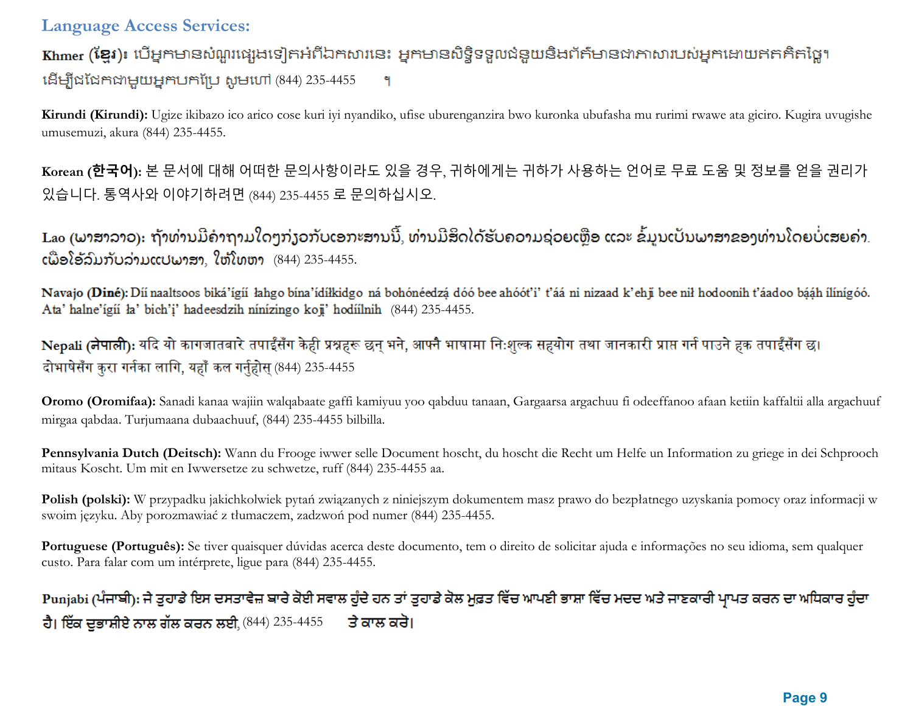## Language Access Services:

**Khmer (ខ្មែរ)៖** បើអ្នកមានសំណួរផ្សេងទៀតអំពីឯកសារនេះ អ្នកមានសិទ្ធិទទួលជំនួយនិងព័ត៌មានជាភាសារបស់អ្នកដោយឥតគិតថ្លៃ។ ដើម្បីជជែកជាមួយអ្នកបកប្រែ សូមហៅ (844) 235-4455 ។

**Kirundi (Kirundi):** Ugize ikibazo ico arico cose kuri iyi nyandiko, ufise uburenganzira bwo kuronka ubufasha mu rurimi rwawe ata giciro. Kugira uvugishe umusemuzi, akura (844) 235-4455.

**Korean (한국어):** 본 문서에 대해 어떠한 문의사항이라도 있을 경우, 귀하에게는 귀하가 사용하는 언어로 무료 도움 및 정보를 얻을 권리가 있습니다. 통역사와 이야기하려면 (844) 235-4455 로 문의하십시오.

**Lao (ພາສາລາວ):** ຖ້າທ່ານມີຄຳຖາມໃດໆກ່ຽວກັບເອກະສານນີ້, ທ່ານມີສິດໄດ້ຮັບຄວາມຊ່ວຍເຫຼືອ ແລະ ຂໍ້ມູນເປັນພາສາຂອງທ່ານໂດຍບໍ່ເສຍຄ່າ. ເພື່ອໂອ້ລົມກັບລ່າມແປພາສາ, ໃຫ້ໂທຫາ (844) 235-4455.

**Navajo (Diné):** Díí naaltsoos biká'ígíí łahgo bína'ídíłkidgo ná bohónéedzą́ dóó bee ahóót'i' t'áá ni nizaad k'ehjí bee níł hodoonih t'áadoo bą́ąh ílínígóó. Ata' halne'ígíí ła' bich'į' hadeesdzih nínízingo kojį' hodíílnih (844) 235-4455.

**Nepali (नेपाली):** यदि यो कागजातबारे तपाईंसँग केही प्रश्नहरू छन् भने, आफ्नै भाषामा निःशुल्क सहयोग तथा जानकारी प्राप्त गर्न पाउने हक तपाईंसँग छ। दोभाषेसँग कुरा गर्नका लागि, यहाँ कल गर्नुहोस् (844) 235-4455

**Oromo (Oromifaa):** Sanadi kanaa wajiin walqabaate gaffi kamiyuu yoo qabduu tanaan, Gargaarsa argachuu fi odeeffanoo afaan ketiin kaffaltii alla argachuuf mirgaa qabdaa. Turjumaana dubaachuuf, (844) 235-4455 bilbilla.

**Pennsylvania Dutch (Deitsch):** Wann du Frooge iwwer selle Document hoscht, du hoscht die Recht um Helfe un Information zu griege in dei Schprooch mitaus Koscht. Um mit en Iwwersetze zu schwetze, ruff (844) 235-4455 aa.

**Polish (polski):** W przypadku jakichkolwiek pytań związanych z niniejszym dokumentem masz prawo do bezpłatnego uzyskania pomocy oraz informacji w swoim języku. Aby porozmawiać z tłumaczem, zadzwoń pod numer (844) 235-4455.

**Portuguese (Português):** Se tiver quaisquer dúvidas acerca deste documento, tem o direito de solicitar ajuda e informações no seu idioma, sem qualquer custo. Para falar com um intérprete, ligue para (844) 235-4455.

**Punjabi (ਪੰਜਾਬੀ):** ਜੇ ਤੁਹਾਡੇ ਇਸ ਦਸਤਾਵੇਜ਼ ਬਾਰੇ ਕੋਈ ਸਵਾਲ ਹੁੰਦੇ ਹਨ ਤਾਂ ਤੁਹਾਡੇ ਕੋਲ ਮੁਫ਼ਤ ਵਿੱਚ ਆਪਣੀ ਭਾਸ਼ਾ ਵਿੱਚ ਮਦਦ ਅਤੇ ਜਾਣਕਾਰੀ ਪ੍ਰਾਪਤ ਕਰਨ ਦਾ ਅਧਿਕਾਰ ਹੁੰਦਾ ਹੈ। ਇੱਕ ਦੁਭਾਸ਼ੀਏ ਨਾਲ ਗੱਲ ਕਰਨ ਲਈ, (844) 235-4455 ਤੇ ਕਾਲ ਕਰੋ।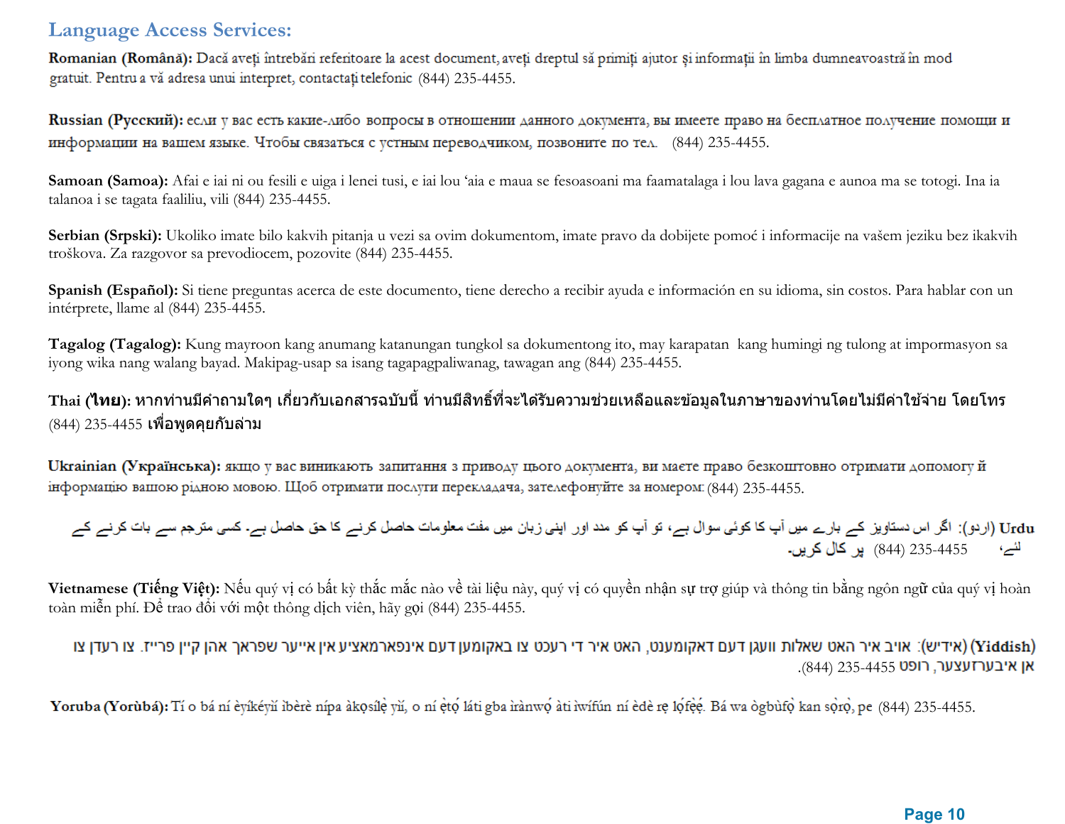## Language Access Services:

**Romanian (Română):** Dacă aveți întrebări referitoare la acest document, aveți dreptul să primiți ajutor și informații în limba dumneavoastră în mod gratuit. Pentru a vă adresa unui interpret, contactați telefonic (844) 235-4455.

**Russian (Русский):** если у вас есть какие-либо вопросы в отношении данного документа, вы имеете право на бесплатное получение помощи и информации на вашем языке. Чтобы связаться с устным переводчиком, позвоните по тел. (844) 235-4455.

**Samoan (Samoa):** Afai e iai ni ou fesili e uiga i lenei tusi, e iai lou ʻaia e maua se fesoasoani ma faamatalaga i lou lava gagana e aunoa ma se totogi. Ina ia talanoa i se tagata faaliliu, vili (844) 235-4455.

**Serbian (Srpski):** Ukoliko imate bilo kakvih pitanja u vezi sa ovim dokumentom, imate pravo da dobijete pomoć i informacije na vašem jeziku bez ikakvih troškova. Za razgovor sa prevodiocem, pozovite (844) 235-4455.

**Spanish (Español):** Si tiene preguntas acerca de este documento, tiene derecho a recibir ayuda e información en su idioma, sin costos. Para hablar con un intérprete, llame al (844) 235-4455.

**Tagalog (Tagalog):** Kung mayroon kang anumang katanungan tungkol sa dokumentong ito, may karapatan kang humingi ng tulong at impormasyon sa iyong wika nang walang bayad. Makipag-usap sa isang tagapagpaliwanag, tawagan ang (844) 235-4455.

**Thai (ไทย):** หากท่านมีคำถามใดๆ เกี่ยวกับเอกสารฉบับนี้ ท่านมีสิทธิ์ที่จะได้รับความช่วยเหลือและข้อมูลในภาษาของท่านโดยไม่มีค่าใช้จ่าย โดยโทร (844) 235-4455 เพื่อพูดคุยกับล่าม

**Ukrainian (Українська):** якщо у вас виникають запитання з приводу цього документа, ви маєте право безкоштовно отримати допомогу й інформацію вашою рідною мовою. Щоб отримати послуги перекладача, зателефонуйте за номером: (844) 235-4455.

**Urdu** (اردو): اگر اس دستاویز کے بارے میں آپ کا کوئی سوال ہے، تو آپ کو مدد اور اپنی زبان میں مفت معلومات حاصل کرنے کا حق حاصل ہے۔ کسی مترجم سے بات کرنے کے لئے، (844) 235-4455 پر کال کریں۔

**Vietnamese (Tiếng Việt):** Nếu quý vị có bất kỳ thắc mắc nào về tài liệu này, quý vị có quyền nhận sự trợ giúp và thông tin bằng ngôn ngữ của quý vị hoàn toàn miễn phí. Để trao đổi với một thông dịch viên, hãy gọi (844) 235-4455.

**(Yiddish)** (אידיש): אויב איר האט שאלות וועגן דעם דאקומענט, האט איר די רעכט צו באקומען דעם אינפארמאציע אין אייער שפראך אהן קיין פרייז. צו רעדן צו אן איבערזעצער, רופט (844) 235-4455.

**Yoruba (Yorùbá):** Tí o bá ní èyíkéyìí ìbèrè nípa àkọsílẹ̀ yìí, o ní ẹ̀tọ́ láti gba ìrànwọ́ àti ìwífún ní èdè rẹ lọ́fẹ̀ẹ́. Bá wa ògbùfọ̀ kan sọ̀rọ̀, pe (844) 235-4455.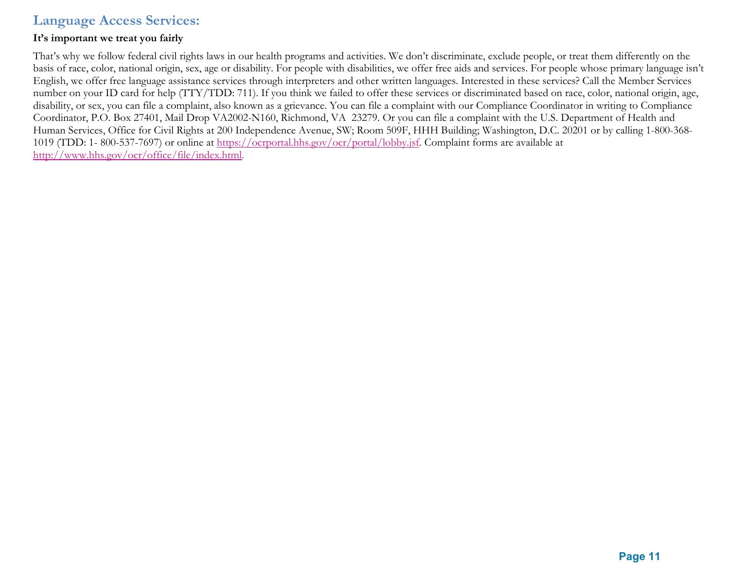## Language Access Services:

**It's important we treat you fairly**

That's why we follow federal civil rights laws in our health programs and activities. We don't discriminate, exclude people, or treat them differently on the basis of race, color, national origin, sex, age or disability. For people with disabilities, we offer free aids and services. For people whose primary language isn't English, we offer free language assistance services through interpreters and other written languages. Interested in these services? Call the Member Services number on your ID card for help (TTY/TDD: 711). If you think we failed to offer these services or discriminated based on race, color, national origin, age, disability, or sex, you can file a complaint, also known as a grievance. You can file a complaint with our Compliance Coordinator in writing to Compliance Coordinator, P.O. Box 27401, Mail Drop VA2002-N160, Richmond, VA 23279. Or you can file a complaint with the U.S. Department of Health and Human Services, Office for Civil Rights at 200 Independence Avenue, SW; Room 509F, HHH Building; Washington, D.C. 20201 or by calling 1-800-368-1019 (TDD: 1- 800-537-7697) or online at https://ocrportal.hhs.gov/ocr/portal/lobby.jsf. Complaint forms are available at http://www.hhs.gov/ocr/office/file/index.html.